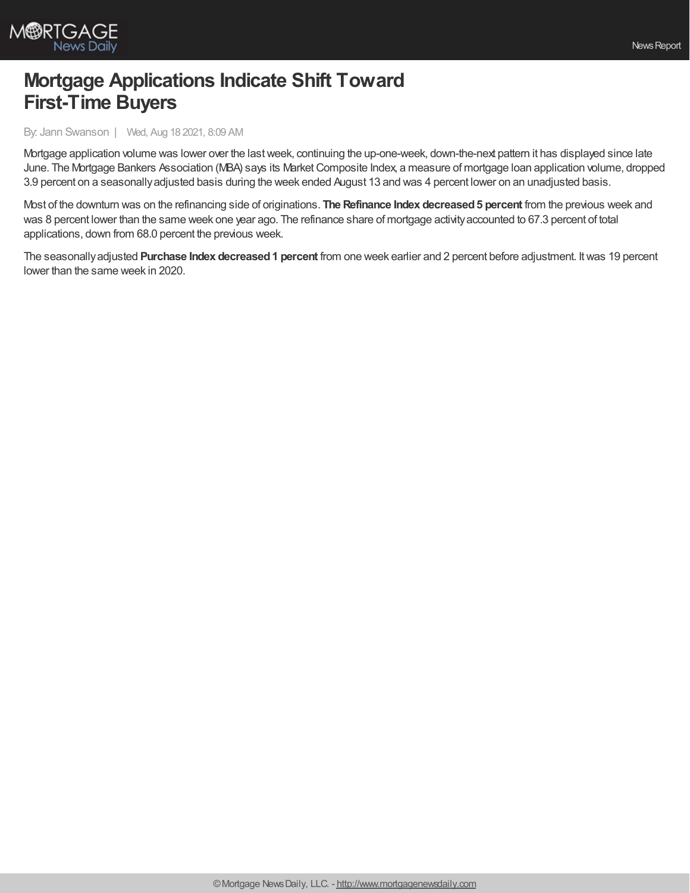# Mortgage Applications Indicate Shift Toward First-Time Buyers

By: Jann Swanson | Wed, Aug 18 2021, 8:09 AM

Mortgage application volume was lower over the last week, continuing the up-one-week, down-the-next pattern it has displayed since late June. The Mortgage Bankers Association (MBA) says its Market Composite Index, a measure of mortgage loan application volume, dropped 3.9 percent on a seasonally adjusted basis during the week ended August 13 and was 4 percent lower on an unadjusted basis.

Most of the downturn was on the refinancing side of originations. **The Refinance Index decreased 5 percent** from the previous week and was 8 percent lower than the same week one year ago. The refinance share of mortgage activity accounted to 67.3 percent of total applications, down from 68.0 percent the previous week.

The seasonally adjusted **Purchase Index decreased 1 percent** from one week earlier and 2 percent before adjustment. It was 19 percent lower than the same week in 2020.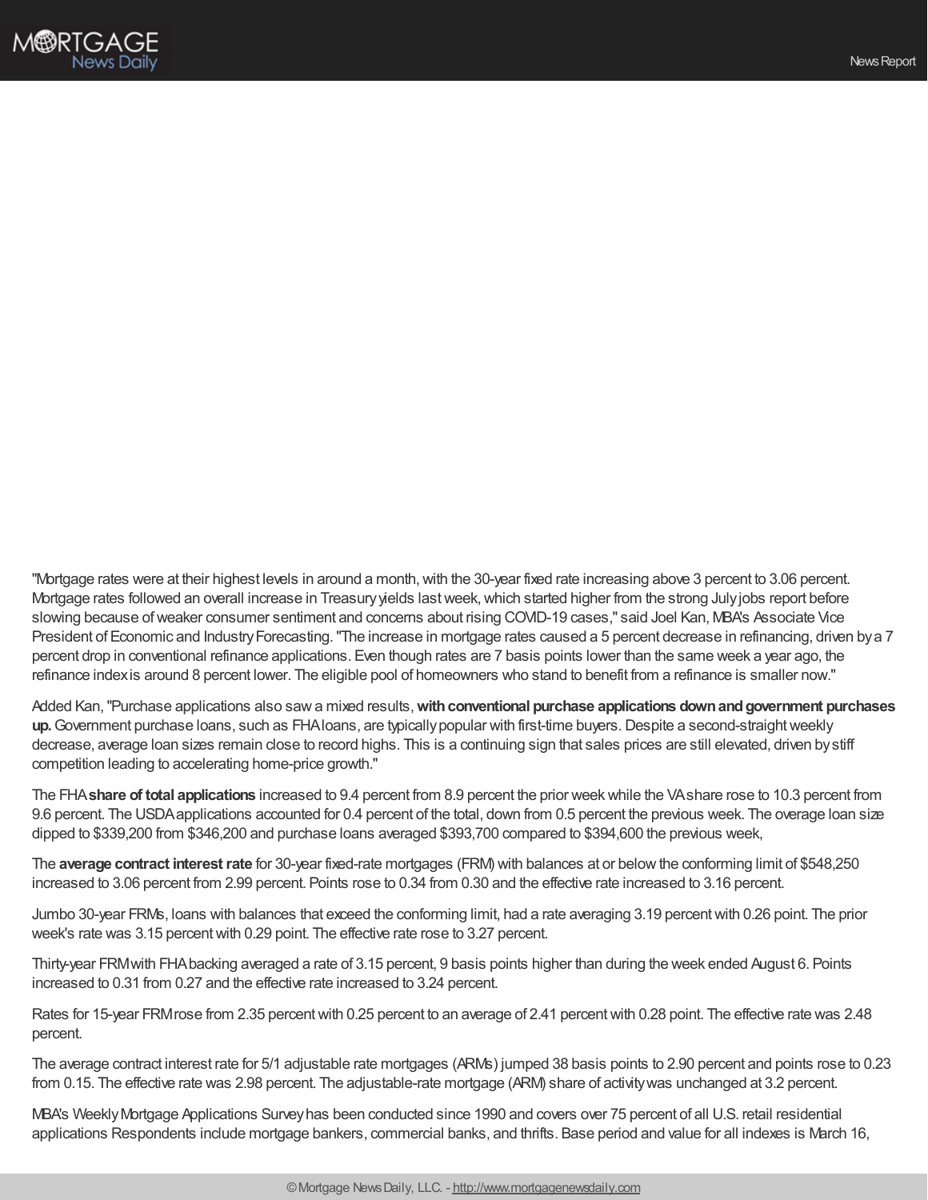"Mortgage rates were at their highest levels in around a month, with the 30-year fixed rate increasing above 3 percent to 3.06 percent. Mortgage rates followed an overall increase in Treasury yields last week, which started higher from the strong July jobs report before slowing because of weaker consumer sentiment and concerns about rising COVID-19 cases," said Joel Kan, MBA's Associate Vice President of Economic and Industry Forecasting. "The increase in mortgage rates caused a 5 percent decrease in refinancing, driven by a 7 percent drop in conventional refinance applications. Even though rates are 7 basis points lower than the same week a year ago, the refinance index is around 8 percent lower. The eligible pool of homeowners who stand to benefit from a refinance is smaller now."

Added Kan, "Purchase applications also saw a mixed results, **with conventional purchase applications down and government purchases up.** Government purchase loans, such as FHA loans, are typically popular with first-time buyers. Despite a second-straight weekly decrease, average loan sizes remain close to record highs. This is a continuing sign that sales prices are still elevated, driven by stiff competition leading to accelerating home-price growth."

The FHA **share of total applications** increased to 9.4 percent from 8.9 percent the prior week while the VA share rose to 10.3 percent from 9.6 percent. The USDA applications accounted for 0.4 percent of the total, down from 0.5 percent the previous week. The overage loan size dipped to $339,200 from $346,200 and purchase loans averaged $393,700 compared to $394,600 the previous week,

The **average contract interest rate** for 30-year fixed-rate mortgages (FRM) with balances at or below the conforming limit of $548,250 increased to 3.06 percent from 2.99 percent. Points rose to 0.34 from 0.30 and the effective rate increased to 3.16 percent.

Jumbo 30-year FRMs, loans with balances that exceed the conforming limit, had a rate averaging 3.19 percent with 0.26 point. The prior week's rate was 3.15 percent with 0.29 point. The effective rate rose to 3.27 percent.

Thirty-year FRM with FHA backing averaged a rate of 3.15 percent, 9 basis points higher than during the week ended August 6. Points increased to 0.31 from 0.27 and the effective rate increased to 3.24 percent.

Rates for 15-year FRM rose from 2.35 percent with 0.25 percent to an average of 2.41 percent with 0.28 point. The effective rate was 2.48 percent.

The average contract interest rate for 5/1 adjustable rate mortgages (ARMs) jumped 38 basis points to 2.90 percent and points rose to 0.23 from 0.15. The effective rate was 2.98 percent. The adjustable-rate mortgage (ARM) share of activity was unchanged at 3.2 percent.

MBA's Weekly Mortgage Applications Survey has been conducted since 1990 and covers over 75 percent of all U.S. retail residential applications Respondents include mortgage bankers, commercial banks, and thrifts. Base period and value for all indexes is March 16,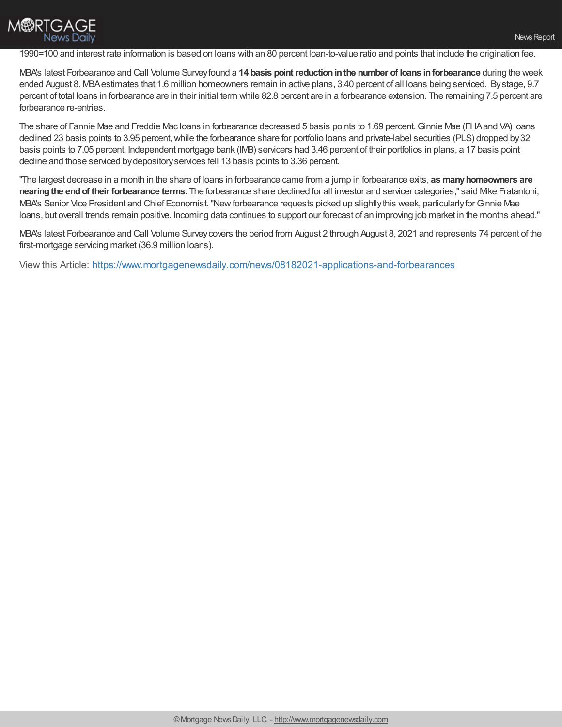1990=100 and interest rate information is based on loans with an 80 percent loan-to-value ratio and points that include the origination fee.

MBA's latest Forbearance and Call Volume Survey found a **14 basis point reduction in the number of loans in forbearance** during the week ended August 8. MBA estimates that 1.6 million homeowners remain in active plans, 3.40 percent of all loans being serviced. By stage, 9.7 percent of total loans in forbearance are in their initial term while 82.8 percent are in a forbearance extension. The remaining 7.5 percent are forbearance re-entries.

The share of Fannie Mae and Freddie Mac loans in forbearance decreased 5 basis points to 1.69 percent. Ginnie Mae (FHA and VA) loans declined 23 basis points to 3.95 percent, while the forbearance share for portfolio loans and private-label securities (PLS) dropped by 32 basis points to 7.05 percent. Independent mortgage bank (IMB) servicers had 3.46 percent of their portfolios in plans, a 17 basis point decline and those serviced by depository services fell 13 basis points to 3.36 percent.

"The largest decrease in a month in the share of loans in forbearance came from a jump in forbearance exits, **as many homeowners are nearing the end of their forbearance terms.** The forbearance share declined for all investor and servicer categories," said Mike Fratantoni, MBA's Senior Vice President and Chief Economist. "New forbearance requests picked up slightly this week, particularly for Ginnie Mae loans, but overall trends remain positive. Incoming data continues to support our forecast of an improving job market in the months ahead."

MBA's latest Forbearance and Call Volume Survey covers the period from August 2 through August 8, 2021 and represents 74 percent of the first-mortgage servicing market (36.9 million loans).

View this Article: https://www.mortgagenewsdaily.com/news/08182021-applications-and-forbearances